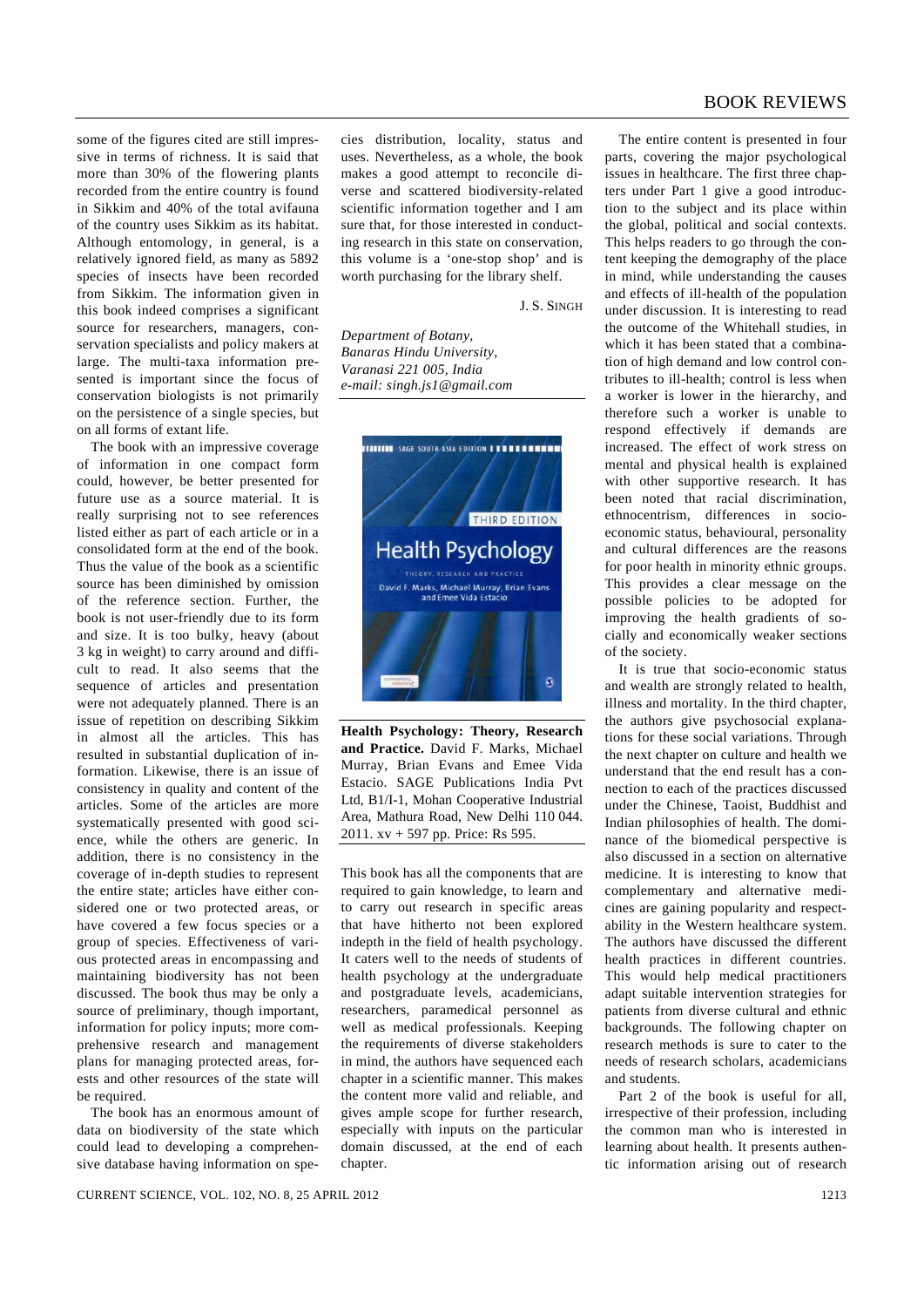some of the figures cited are still impressive in terms of richness. It is said that more than 30% of the flowering plants recorded from the entire country is found in Sikkim and 40% of the total avifauna of the country uses Sikkim as its habitat. Although entomology, in general, is a relatively ignored field, as many as 5892 species of insects have been recorded from Sikkim. The information given in this book indeed comprises a significant source for researchers, managers, conservation specialists and policy makers at large. The multi-taxa information presented is important since the focus of conservation biologists is not primarily on the persistence of a single species, but on all forms of extant life.

The book with an impressive coverage of information in one compact form could, however, be better presented for future use as a source material. It is really surprising not to see references listed either as part of each article or in a consolidated form at the end of the book. Thus the value of the book as a scientific source has been diminished by omission of the reference section. Further, the book is not user-friendly due to its form and size. It is too bulky, heavy (about 3 kg in weight) to carry around and difficult to read. It also seems that the sequence of articles and presentation were not adequately planned. There is an issue of repetition on describing Sikkim in almost all the articles. This has resulted in substantial duplication of information. Likewise, there is an issue of consistency in quality and content of the articles. Some of the articles are more systematically presented with good science, while the others are generic. In addition, there is no consistency in the coverage of in-depth studies to represent the entire state; articles have either considered one or two protected areas, or have covered a few focus species or a group of species. Effectiveness of various protected areas in encompassing and maintaining biodiversity has not been discussed. The book thus may be only a source of preliminary, though important, information for policy inputs; more comprehensive research and management plans for managing protected areas, forests and other resources of the state will be required.

The book has an enormous amount of data on biodiversity of the state which could lead to developing a comprehensive database having information on species distribution, locality, status and uses. Nevertheless, as a whole, the book makes a good attempt to reconcile diverse and scattered biodiversity-related scientific information together and I am sure that, for those interested in conducting research in this state on conservation, this volume is a 'one-stop shop' and is worth purchasing for the library shelf.

J. S. Singh

*Department of Botany,*
*Banaras Hindu University,*
*Varanasi 221 005, India*
*e-mail: singh.js1@gmail.com*

---

**Health Psychology: Theory, Research and Practice.** David F. Marks, Michael Murray, Brian Evans and Emee Vida Estacio. SAGE Publications India Pvt Ltd, B1/I-1, Mohan Cooperative Industrial Area, Mathura Road, New Delhi 110 044. 2011. xv + 597 pp. Price: Rs 595.

This book has all the components that are required to gain knowledge, to learn and to carry out research in specific areas that have hitherto not been explored indepth in the field of health psychology. It caters well to the needs of students of health psychology at the undergraduate and postgraduate levels, academicians, researchers, paramedical personnel as well as medical professionals. Keeping the requirements of diverse stakeholders in mind, the authors have sequenced each chapter in a scientific manner. This makes the content more valid and reliable, and gives ample scope for further research, especially with inputs on the particular domain discussed, at the end of each chapter.

The entire content is presented in four parts, covering the major psychological issues in healthcare. The first three chapters under Part 1 give a good introduction to the subject and its place within the global, political and social contexts. This helps readers to go through the content keeping the demography of the place in mind, while understanding the causes and effects of ill-health of the population under discussion. It is interesting to read the outcome of the Whitehall studies, in which it has been stated that a combination of high demand and low control contributes to ill-health; control is less when a worker is lower in the hierarchy, and therefore such a worker is unable to respond effectively if demands are increased. The effect of work stress on mental and physical health is explained with other supportive research. It has been noted that racial discrimination, ethnocentrism, differences in socio-economic status, behavioural, personality and cultural differences are the reasons for poor health in minority ethnic groups. This provides a clear message on the possible policies to be adopted for improving the health gradients of socially and economically weaker sections of the society.

It is true that socio-economic status and wealth are strongly related to health, illness and mortality. In the third chapter, the authors give psychosocial explanations for these social variations. Through the next chapter on culture and health we understand that the end result has a connection to each of the practices discussed under the Chinese, Taoist, Buddhist and Indian philosophies of health. The dominance of the biomedical perspective is also discussed in a section on alternative medicine. It is interesting to know that complementary and alternative medicines are gaining popularity and respectability in the Western healthcare system. The authors have discussed the different health practices in different countries. This would help medical practitioners adapt suitable intervention strategies for patients from diverse cultural and ethnic backgrounds. The following chapter on research methods is sure to cater to the needs of research scholars, academicians and students.

Part 2 of the book is useful for all, irrespective of their profession, including the common man who is interested in learning about health. It presents authentic information arising out of research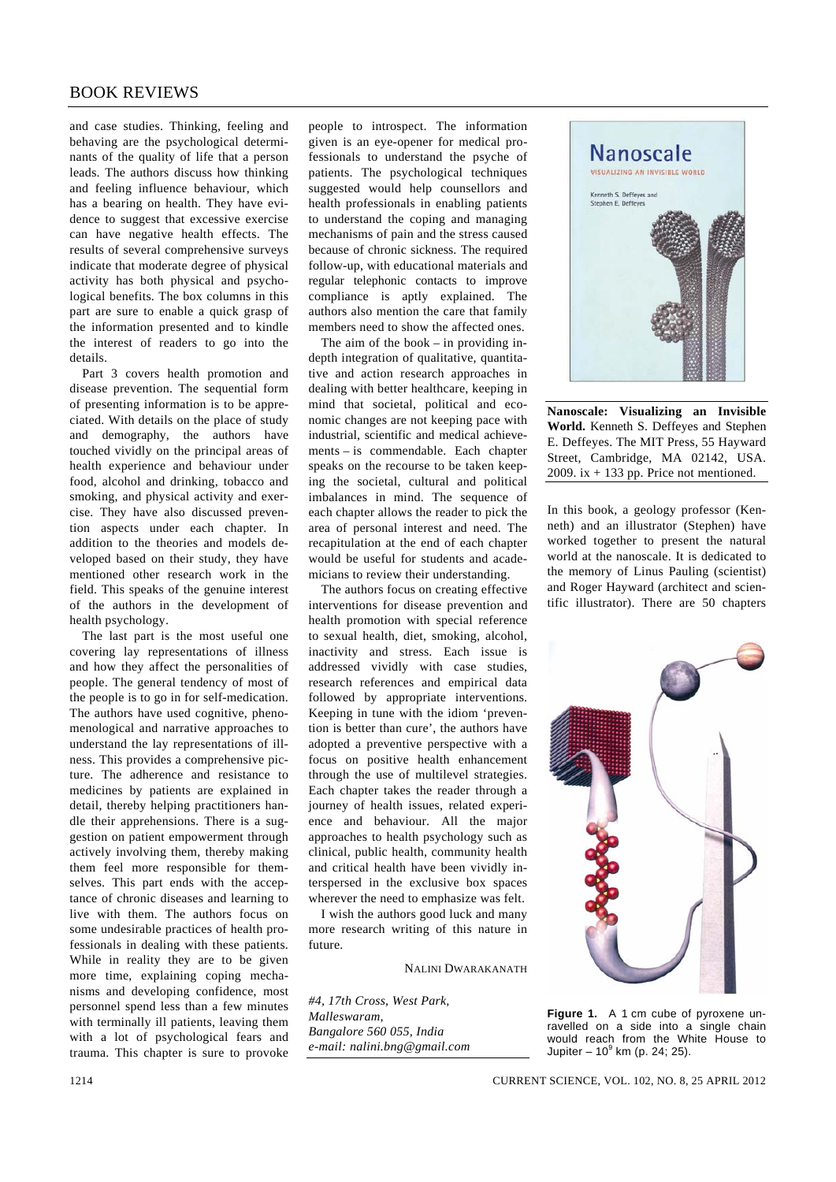and case studies. Thinking, feeling and behaving are the psychological determinants of the quality of life that a person leads. The authors discuss how thinking and feeling influence behaviour, which has a bearing on health. They have evidence to suggest that excessive exercise can have negative health effects. The results of several comprehensive surveys indicate that moderate degree of physical activity has both physical and psychological benefits. The box columns in this part are sure to enable a quick grasp of the information presented and to kindle the interest of readers to go into the details.

Part 3 covers health promotion and disease prevention. The sequential form of presenting information is to be appreciated. With details on the place of study and demography, the authors have touched vividly on the principal areas of health experience and behaviour under food, alcohol and drinking, tobacco and smoking, and physical activity and exercise. They have also discussed prevention aspects under each chapter. In addition to the theories and models developed based on their study, they have mentioned other research work in the field. This speaks of the genuine interest of the authors in the development of health psychology.

The last part is the most useful one covering lay representations of illness and how they affect the personalities of people. The general tendency of most of the people is to go in for self-medication. The authors have used cognitive, phenomenological and narrative approaches to understand the lay representations of illness. This provides a comprehensive picture. The adherence and resistance to medicines by patients are explained in detail, thereby helping practitioners handle their apprehensions. There is a suggestion on patient empowerment through actively involving them, thereby making them feel more responsible for themselves. This part ends with the acceptance of chronic diseases and learning to live with them. The authors focus on some undesirable practices of health professionals in dealing with these patients. While in reality they are to be given more time, explaining coping mechanisms and developing confidence, most personnel spend less than a few minutes with terminally ill patients, leaving them with a lot of psychological fears and trauma. This chapter is sure to provoke people to introspect. The information given is an eye-opener for medical professionals to understand the psyche of patients. The psychological techniques suggested would help counsellors and health professionals in enabling patients to understand the coping and managing mechanisms of pain and the stress caused because of chronic sickness. The required follow-up, with educational materials and regular telephonic contacts to improve compliance is aptly explained. The authors also mention the care that family members need to show the affected ones.

The aim of the book – in providing in-depth integration of qualitative, quantitative and action research approaches in dealing with better healthcare, keeping in mind that societal, political and economic changes are not keeping pace with industrial, scientific and medical achievements – is commendable. Each chapter speaks on the recourse to be taken keeping the societal, cultural and political imbalances in mind. The sequence of each chapter allows the reader to pick the area of personal interest and need. The recapitulation at the end of each chapter would be useful for students and academicians to review their understanding.

The authors focus on creating effective interventions for disease prevention and health promotion with special reference to sexual health, diet, smoking, alcohol, inactivity and stress. Each issue is addressed vividly with case studies, research references and empirical data followed by appropriate interventions. Keeping in tune with the idiom 'prevention is better than cure', the authors have adopted a preventive perspective with a focus on positive health enhancement through the use of multilevel strategies. Each chapter takes the reader through a journey of health issues, related experience and behaviour. All the major approaches to health psychology such as clinical, public health, community health and critical health have been vividly interspersed in the exclusive box spaces wherever the need to emphasize was felt.

I wish the authors good luck and many more research writing of this nature in future.

NALINI DWARAKANATH

*#4, 17th Cross, West Park,*
*Malleswaram,*
*Bangalore 560 055, India*
*e-mail: nalini.bng@gmail.com*

---

**Nanoscale: Visualizing an Invisible World.** Kenneth S. Deffeyes and Stephen E. Deffeyes. The MIT Press, 55 Hayward Street, Cambridge, MA 02142, USA. 2009. ix + 133 pp. Price not mentioned.

In this book, a geology professor (Kenneth) and an illustrator (Stephen) have worked together to present the natural world at the nanoscale. It is dedicated to the memory of Linus Pauling (scientist) and Roger Hayward (architect and scientific illustrator). There are 50 chapters

**Figure 1.** A 1 cm cube of pyroxene unravelled on a side into a single chain would reach from the White House to Jupiter – $10^9$ km (p. 24; 25).